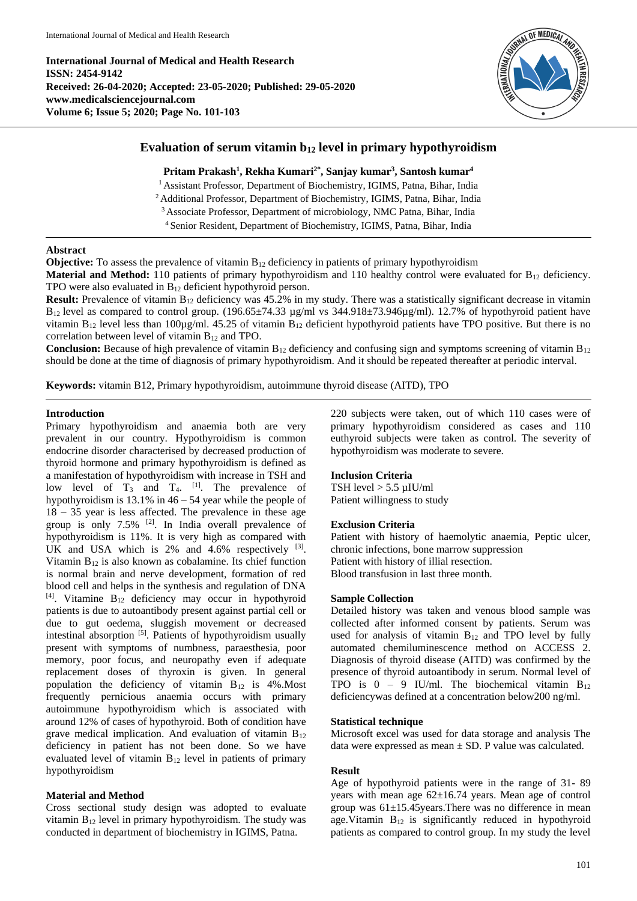# Evaluation of serum vitamin $b_{12}$ level in primary hypothyroidism

**Pritam Prakash[1], Rekha Kumari[2*], Sanjay kumar[3], Santosh kumar[4]**

[1] Assistant Professor, Department of Biochemistry, IGIMS, Patna, Bihar, India
[2] Additional Professor, Department of Biochemistry, IGIMS, Patna, Bihar, India
[3] Associate Professor, Department of microbiology, NMC Patna, Bihar, India
[4] Senior Resident, Department of Biochemistry, IGIMS, Patna, Bihar, India

## Abstract

**Objective:** To assess the prevalence of vitamin $B_{12}$ deficiency in patients of primary hypothyroidism

**Material and Method:** 110 patients of primary hypothyroidism and 110 healthy control were evaluated for $B_{12}$ deficiency. TPO were also evaluated in $B_{12}$ deficient hypothyroid person.

**Result:** Prevalence of vitamin $B_{12}$ deficiency was 45.2% in my study. There was a statistically significant decrease in vitamin $B_{12}$ level as compared to control group. (196.65±74.33 µg/ml vs 344.918±73.946µg/ml). 12.7% of hypothyroid patient have vitamin $B_{12}$ level less than 100µg/ml. 45.25 of vitamin $B_{12}$ deficient hypothyroid patients have TPO positive. But there is no correlation between level of vitamin $B_{12}$ and TPO.

**Conclusion:** Because of high prevalence of vitamin $B_{12}$ deficiency and confusing sign and symptoms screening of vitamin $B_{12}$ should be done at the time of diagnosis of primary hypothyroidism. And it should be repeated thereafter at periodic interval.

**Keywords:** vitamin B12, Primary hypothyroidism, autoimmune thyroid disease (AITD), TPO

## Introduction

Primary hypothyroidism and anaemia both are very prevalent in our country. Hypothyroidism is common endocrine disorder characterised by decreased production of thyroid hormone and primary hypothyroidism is defined as a manifestation of hypothyroidism with increase in TSH and low level of $T_3$ and $T_4$. [1]. The prevalence of hypothyroidism is 13.1% in 46 – 54 year while the people of 18 – 35 year is less affected. The prevalence in these age group is only 7.5% [2]. In India overall prevalence of hypothyroidism is 11%. It is very high as compared with UK and USA which is 2% and 4.6% respectively [3]. Vitamin $B_{12}$ is also known as cobalamine. Its chief function is normal brain and nerve development, formation of red blood cell and helps in the synthesis and regulation of DNA [4]. Vitamine $B_{12}$ deficiency may occur in hypothyroid patients is due to autoantibody present against partial cell or due to gut oedema, sluggish movement or decreased intestinal absorption [5]. Patients of hypothyroidism usually present with symptoms of numbness, paraesthesia, poor memory, poor focus, and neuropathy even if adequate replacement doses of thyroxin is given. In general population the deficiency of vitamin $B_{12}$ is 4%.Most frequently pernicious anaemia occurs with primary autoimmune hypothyroidism which is associated with around 12% of cases of hypothyroid. Both of condition have grave medical implication. And evaluation of vitamin $B_{12}$ deficiency in patient has not been done. So we have evaluated level of vitamin $B_{12}$ level in patients of primary hypothyroidism

## Material and Method

Cross sectional study design was adopted to evaluate vitamin $B_{12}$ level in primary hypothyroidism. The study was conducted in department of biochemistry in IGIMS, Patna. 220 subjects were taken, out of which 110 cases were of primary hypothyroidism considered as cases and 110 euthyroid subjects were taken as control. The severity of hypothyroidism was moderate to severe.

### Inclusion Criteria

TSH level > 5.5 µIU/ml
Patient willingness to study

### Exclusion Criteria

Patient with history of haemolytic anaemia, Peptic ulcer, chronic infections, bone marrow suppression
Patient with history of illial resection.
Blood transfusion in last three month.

### Sample Collection

Detailed history was taken and venous blood sample was collected after informed consent by patients. Serum was used for analysis of vitamin $B_{12}$ and TPO level by fully automated chemiluminescence method on ACCESS 2. Diagnosis of thyroid disease (AITD) was confirmed by the presence of thyroid autoantibody in serum. Normal level of TPO is 0 – 9 IU/ml. The biochemical vitamin $B_{12}$ deficiencywas defined at a concentration below200 ng/ml.

### Statistical technique

Microsoft excel was used for data storage and analysis The data were expressed as mean ± SD. P value was calculated.

## Result

Age of hypothyroid patients were in the range of 31- 89 years with mean age 62±16.74 years. Mean age of control group was 61±15.45years.There was no difference in mean age.Vitamin $B_{12}$ is significantly reduced in hypothyroid patients as compared to control group. In my study the level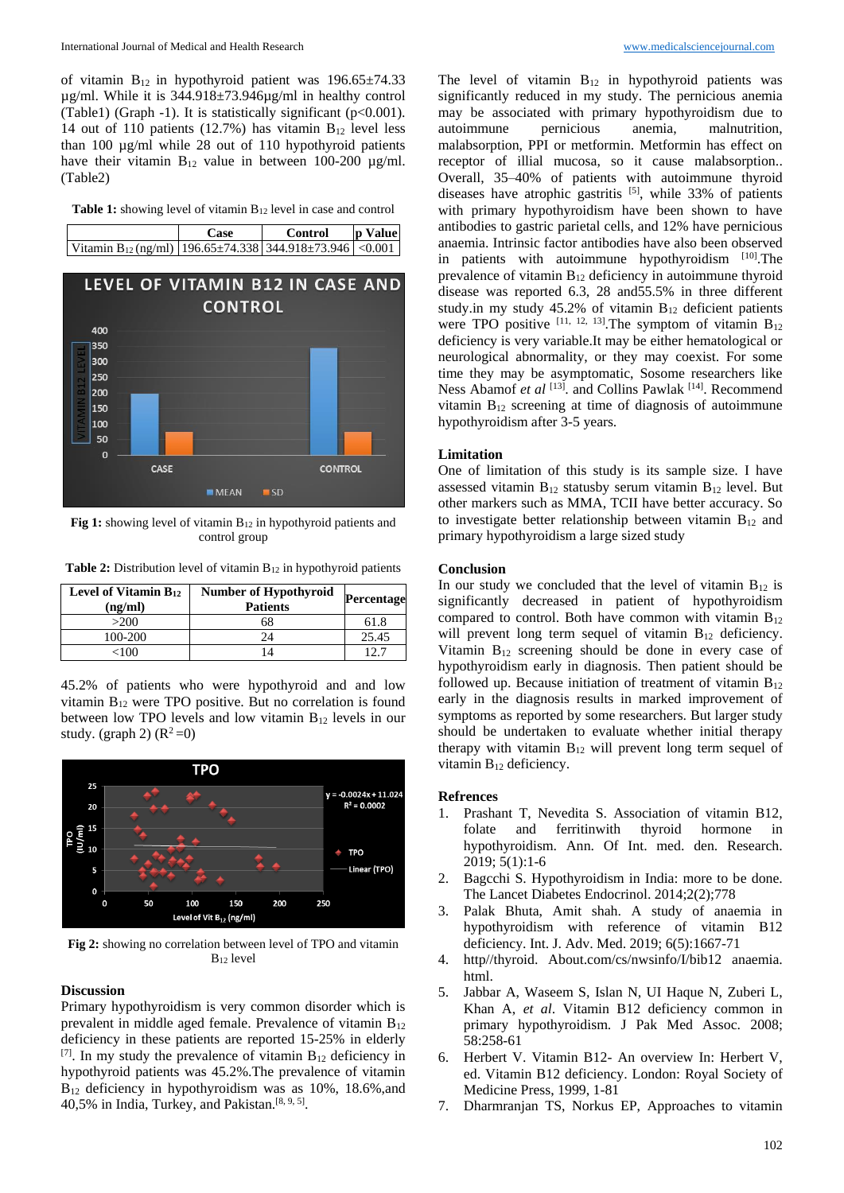of vitamin $B_{12}$ in hypothyroid patient was 196.65±74.33 µg/ml. While it is 344.918±73.946µg/ml in healthy control (Table1) (Graph -1). It is statistically significant (p<0.001). 14 out of 110 patients (12.7%) has vitamin $B_{12}$ level less than 100 µg/ml while 28 out of 110 hypothyroid patients have their vitamin $B_{12}$ value in between 100-200 µg/ml. (Table2)

**Table 1:** showing level of vitamin $B_{12}$ level in case and control

| | Case | Control | p Value |
|---|---|---|---|
| Vitamin $B_{12}$ (ng/ml) | 196.65±74.338 | 344.918±73.946 | <0.001 |

**Fig 1:** showing level of vitamin $B_{12}$ in hypothyroid patients and control group

**Table 2:** Distribution level of vitamin $B_{12}$ in hypothyroid patients

| Level of Vitamin $B_{12}$ (ng/ml) | Number of Hypothyroid Patients | Percentage |
|---|---|---|
| >200 | 68 | 61.8 |
| 100-200 | 24 | 25.45 |
| <100 | 14 | 12.7 |

45.2% of patients who were hypothyroid and and low vitamin $B_{12}$ were TPO positive. But no correlation is found between low TPO levels and low vitamin $B_{12}$ levels in our study. (graph 2) ($R^2$ =0)

**Fig 2:** showing no correlation between level of TPO and vitamin $B_{12}$ level

## Discussion

Primary hypothyroidism is very common disorder which is prevalent in middle aged female. Prevalence of vitamin $B_{12}$ deficiency in these patients are reported 15-25% in elderly [7]. In my study the prevalence of vitamin $B_{12}$ deficiency in hypothyroid patients was 45.2%.The prevalence of vitamin $B_{12}$ deficiency in hypothyroidism was as 10%, 18.6%,and 40,5% in India, Turkey, and Pakistan.[8, 9, 5].

The level of vitamin $B_{12}$ in hypothyroid patients was significantly reduced in my study. The pernicious anemia may be associated with primary hypothyroidism due to autoimmune pernicious anemia, malnutrition, malabsorption, PPI or metformin. Metformin has effect on receptor of illial mucosa, so it cause malabsorption.. Overall, 35–40% of patients with autoimmune thyroid diseases have atrophic gastritis [5], while 33% of patients with primary hypothyroidism have been shown to have antibodies to gastric parietal cells, and 12% have pernicious anaemia. Intrinsic factor antibodies have also been observed in patients with autoimmune hypothyroidism [10].The prevalence of vitamin $B_{12}$ deficiency in autoimmune thyroid disease was reported 6.3, 28 and55.5% in three different study.in my study 45.2% of vitamin $B_{12}$ deficient patients were TPO positive [11, 12, 13].The symptom of vitamin $B_{12}$ deficiency is very variable.It may be either hematological or neurological abnormality, or they may coexist. For some time they may be asymptomatic, Sosome researchers like Ness Abamof *et al* [13]. and Collins Pawlak [14]. Recommend vitamin $B_{12}$ screening at time of diagnosis of autoimmune hypothyroidism after 3-5 years.

## Limitation

One of limitation of this study is its sample size. I have assessed vitamin $B_{12}$ statusby serum vitamin $B_{12}$ level. But other markers such as MMA, TCII have better accuracy. So to investigate better relationship between vitamin $B_{12}$ and primary hypothyroidism a large sized study

## Conclusion

In our study we concluded that the level of vitamin $B_{12}$ is significantly decreased in patient of hypothyroidism compared to control. Both have common with vitamin $B_{12}$ will prevent long term sequel of vitamin $B_{12}$ deficiency. Vitamin $B_{12}$ screening should be done in every case of hypothyroidism early in diagnosis. Then patient should be followed up. Because initiation of treatment of vitamin $B_{12}$ early in the diagnosis results in marked improvement of symptoms as reported by some researchers. But larger study should be undertaken to evaluate whether initial therapy therapy with vitamin $B_{12}$ will prevent long term sequel of vitamin $B_{12}$ deficiency.

## Refrences

1. Prashant T, Nevedita S. Association of vitamin B12, folate and ferritinwith thyroid hormone in hypothyroidism. Ann. Of Int. med. den. Research. 2019; 5(1):1-6
2. Bagcchi S. Hypothyroidism in India: more to be done. The Lancet Diabetes Endocrinol. 2014;2(2);778
3. Palak Bhuta, Amit shah. A study of anaemia in hypothyroidism with reference of vitamin B12 deficiency. Int. J. Adv. Med. 2019; 6(5):1667-71
4. http//thyroid. About.com/cs/nwsinfo/I/bib12 anaemia. html.
5. Jabbar A, Waseem S, Islan N, Ul Haque N, Zuberi L, Khan A, *et al*. Vitamin B12 deficiency common in primary hypothyroidism. J Pak Med Assoc. 2008; 58:258-61
6. Herbert V. Vitamin B12- An overview In: Herbert V, ed. Vitamin B12 deficiency. London: Royal Society of Medicine Press, 1999, 1-81
7. Dharmranjan TS, Norkus EP, Approaches to vitamin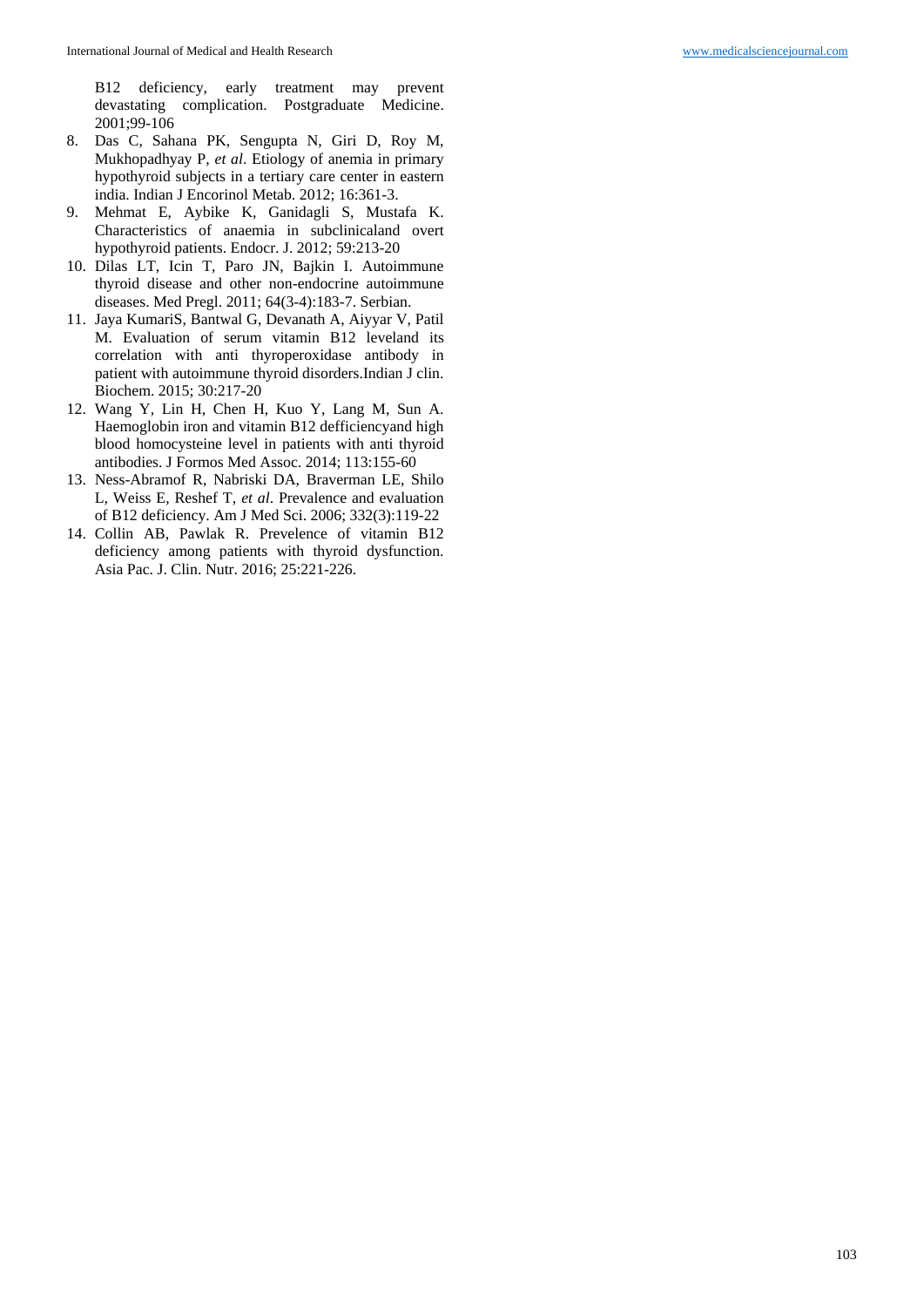B12 deficiency, early treatment may prevent devastating complication. Postgraduate Medicine. 2001;99-106

8. Das C, Sahana PK, Sengupta N, Giri D, Roy M, Mukhopadhyay P, *et al*. Etiology of anemia in primary hypothyroid subjects in a tertiary care center in eastern india. Indian J Encorinol Metab. 2012; 16:361-3.
9. Mehmat E, Aybike K, Ganidagli S, Mustafa K. Characteristics of anaemia in subclinicaland overt hypothyroid patients. Endocr. J. 2012; 59:213-20
10. Dilas LT, Icin T, Paro JN, Bajkin I. Autoimmune thyroid disease and other non-endocrine autoimmune diseases. Med Pregl. 2011; 64(3-4):183-7. Serbian.
11. Jaya KumariS, Bantwal G, Devanath A, Aiyyar V, Patil M. Evaluation of serum vitamin B12 leveland its correlation with anti thyroperoxidase antibody in patient with autoimmune thyroid disorders.Indian J clin. Biochem. 2015; 30:217-20
12. Wang Y, Lin H, Chen H, Kuo Y, Lang M, Sun A. Haemoglobin iron and vitamin B12 defficiencyand high blood homocysteine level in patients with anti thyroid antibodies. J Formos Med Assoc. 2014; 113:155-60
13. Ness-Abramof R, Nabriski DA, Braverman LE, Shilo L, Weiss E, Reshef T, *et al*. Prevalence and evaluation of B12 deficiency. Am J Med Sci. 2006; 332(3):119-22
14. Collin AB, Pawlak R. Prevelence of vitamin B12 deficiency among patients with thyroid dysfunction. Asia Pac. J. Clin. Nutr. 2016; 25:221-226.